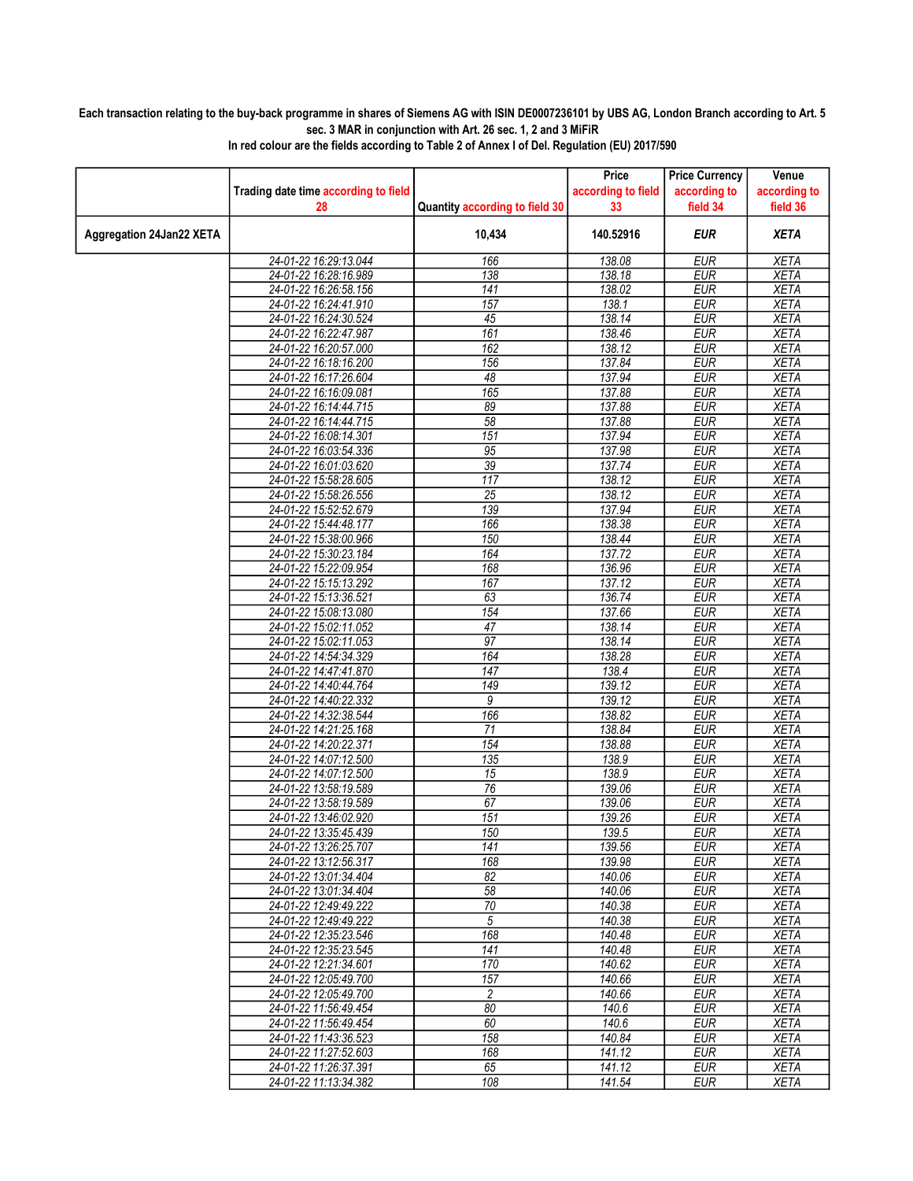**Each transaction relating to the buy-back programme in shares of Siemens AG with ISIN DE0007236101 by UBS AG, London Branch according to Art. 5 sec. 3 MAR in conjunction with Art. 26 sec. 1, 2 and 3 MiFiR**

**In red colour are the fields according to Table 2 of Annex I of Del. Regulation (EU) 2017/590**

| | Trading date time according to field 28 | Quantity according to field 30 | Price according to field 33 | Price Currency according to field 34 | Venue according to field 36 |
|---|---|---|---|---|---|
| **Aggregation 24Jan22 XETA** | | **10,434** | **140.52916** | ***EUR*** | ***XETA*** |
| | *24-01-22 16:29:13.044* | *166* | *138.08* | *EUR* | *XETA* |
| | *24-01-22 16:28:16.989* | *138* | *138.18* | *EUR* | *XETA* |
| | *24-01-22 16:26:58.156* | *141* | *138.02* | *EUR* | *XETA* |
| | *24-01-22 16:24:41.910* | *157* | *138.1* | *EUR* | *XETA* |
| | *24-01-22 16:24:30.524* | *45* | *138.14* | *EUR* | *XETA* |
| | *24-01-22 16:22:47.987* | *161* | *138.46* | *EUR* | *XETA* |
| | *24-01-22 16:20:57.000* | *162* | *138.12* | *EUR* | *XETA* |
| | *24-01-22 16:18:16.200* | *156* | *137.84* | *EUR* | *XETA* |
| | *24-01-22 16:17:26.604* | *48* | *137.94* | *EUR* | *XETA* |
| | *24-01-22 16:16:09.081* | *165* | *137.88* | *EUR* | *XETA* |
| | *24-01-22 16:14:44.715* | *89* | *137.88* | *EUR* | *XETA* |
| | *24-01-22 16:14:44.715* | *58* | *137.88* | *EUR* | *XETA* |
| | *24-01-22 16:08:14.301* | *151* | *137.94* | *EUR* | *XETA* |
| | *24-01-22 16:03:54.336* | *95* | *137.98* | *EUR* | *XETA* |
| | *24-01-22 16:01:03.620* | *39* | *137.74* | *EUR* | *XETA* |
| | *24-01-22 15:58:28.605* | *117* | *138.12* | *EUR* | *XETA* |
| | *24-01-22 15:58:26.556* | *25* | *138.12* | *EUR* | *XETA* |
| | *24-01-22 15:52:52.679* | *139* | *137.94* | *EUR* | *XETA* |
| | *24-01-22 15:44:48.177* | *166* | *138.38* | *EUR* | *XETA* |
| | *24-01-22 15:38:00.966* | *150* | *138.44* | *EUR* | *XETA* |
| | *24-01-22 15:30:23.184* | *164* | *137.72* | *EUR* | *XETA* |
| | *24-01-22 15:22:09.954* | *168* | *136.96* | *EUR* | *XETA* |
| | *24-01-22 15:15:13.292* | *167* | *137.12* | *EUR* | *XETA* |
| | *24-01-22 15:13:36.521* | *63* | *136.74* | *EUR* | *XETA* |
| | *24-01-22 15:08:13.080* | *154* | *137.66* | *EUR* | *XETA* |
| | *24-01-22 15:02:11.052* | *47* | *138.14* | *EUR* | *XETA* |
| | *24-01-22 15:02:11.053* | *97* | *138.14* | *EUR* | *XETA* |
| | *24-01-22 14:54:34.329* | *164* | *138.28* | *EUR* | *XETA* |
| | *24-01-22 14:47:41.870* | *147* | *138.4* | *EUR* | *XETA* |
| | *24-01-22 14:40:44.764* | *149* | *139.12* | *EUR* | *XETA* |
| | *24-01-22 14:40:22.332* | *9* | *139.12* | *EUR* | *XETA* |
| | *24-01-22 14:32:38.544* | *166* | *138.82* | *EUR* | *XETA* |
| | *24-01-22 14:21:25.168* | *71* | *138.84* | *EUR* | *XETA* |
| | *24-01-22 14:20:22.371* | *154* | *138.88* | *EUR* | *XETA* |
| | *24-01-22 14:07:12.500* | *135* | *138.9* | *EUR* | *XETA* |
| | *24-01-22 14:07:12.500* | *15* | *138.9* | *EUR* | *XETA* |
| | *24-01-22 13:58:19.589* | *76* | *139.06* | *EUR* | *XETA* |
| | *24-01-22 13:58:19.589* | *67* | *139.06* | *EUR* | *XETA* |
| | *24-01-22 13:46:02.920* | *151* | *139.26* | *EUR* | *XETA* |
| | *24-01-22 13:35:45.439* | *150* | *139.5* | *EUR* | *XETA* |
| | *24-01-22 13:26:25.707* | *141* | *139.56* | *EUR* | *XETA* |
| | *24-01-22 13:12:56.317* | *168* | *139.98* | *EUR* | *XETA* |
| | *24-01-22 13:01:34.404* | *82* | *140.06* | *EUR* | *XETA* |
| | *24-01-22 13:01:34.404* | *58* | *140.06* | *EUR* | *XETA* |
| | *24-01-22 12:49:49.222* | *70* | *140.38* | *EUR* | *XETA* |
| | *24-01-22 12:49:49.222* | *5* | *140.38* | *EUR* | *XETA* |
| | *24-01-22 12:35:23.546* | *168* | *140.48* | *EUR* | *XETA* |
| | *24-01-22 12:35:23.545* | *141* | *140.48* | *EUR* | *XETA* |
| | *24-01-22 12:21:34.601* | *170* | *140.62* | *EUR* | *XETA* |
| | *24-01-22 12:05:49.700* | *157* | *140.66* | *EUR* | *XETA* |
| | *24-01-22 12:05:49.700* | *2* | *140.66* | *EUR* | *XETA* |
| | *24-01-22 11:56:49.454* | *80* | *140.6* | *EUR* | *XETA* |
| | *24-01-22 11:56:49.454* | *60* | *140.6* | *EUR* | *XETA* |
| | *24-01-22 11:43:36.523* | *158* | *140.84* | *EUR* | *XETA* |
| | *24-01-22 11:27:52.603* | *168* | *141.12* | *EUR* | *XETA* |
| | *24-01-22 11:26:37.391* | *65* | *141.12* | *EUR* | *XETA* |
| | *24-01-22 11:13:34.382* | *108* | *141.54* | *EUR* | *XETA* |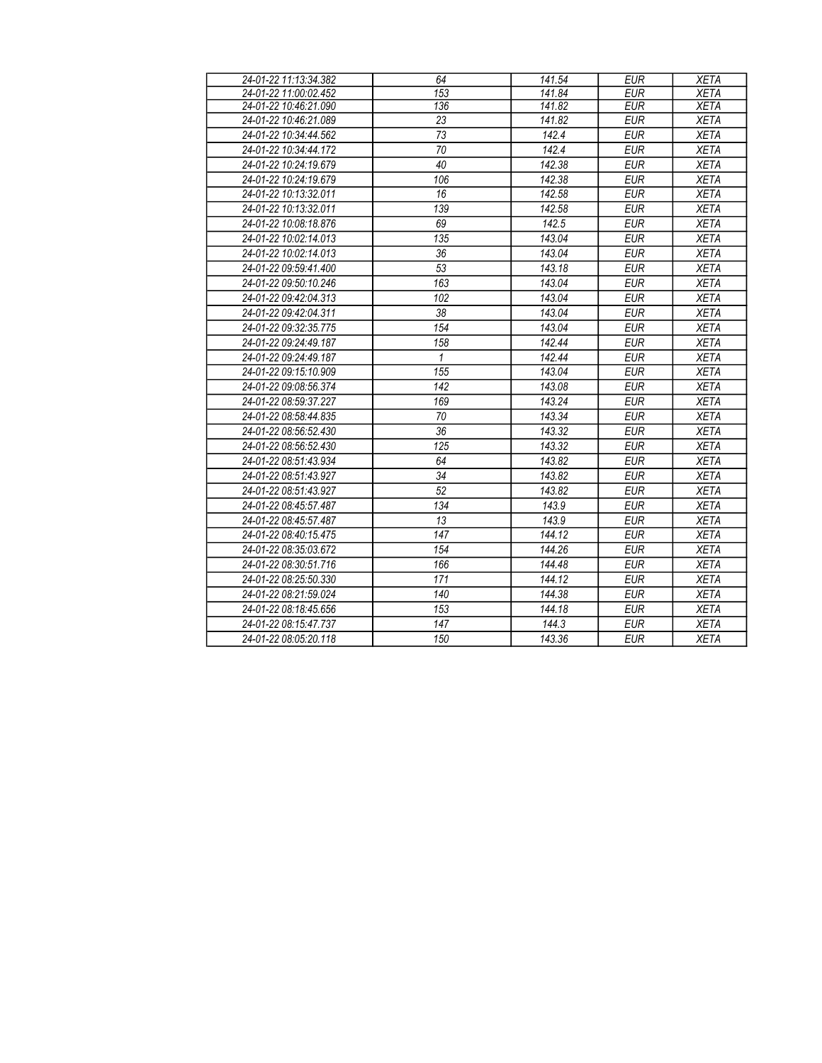| | | | | |
|---|---|---|---|---|
| 24-01-22 11:13:34.382 | 64 | 141.54 | EUR | XETA |
| 24-01-22 11:00:02.452 | 153 | 141.84 | EUR | XETA |
| 24-01-22 10:46:21.090 | 136 | 141.82 | EUR | XETA |
| 24-01-22 10:46:21.089 | 23 | 141.82 | EUR | XETA |
| 24-01-22 10:34:44.562 | 73 | 142.4 | EUR | XETA |
| 24-01-22 10:34:44.172 | 70 | 142.4 | EUR | XETA |
| 24-01-22 10:24:19.679 | 40 | 142.38 | EUR | XETA |
| 24-01-22 10:24:19.679 | 106 | 142.38 | EUR | XETA |
| 24-01-22 10:13:32.011 | 16 | 142.58 | EUR | XETA |
| 24-01-22 10:13:32.011 | 139 | 142.58 | EUR | XETA |
| 24-01-22 10:08:18.876 | 69 | 142.5 | EUR | XETA |
| 24-01-22 10:02:14.013 | 135 | 143.04 | EUR | XETA |
| 24-01-22 10:02:14.013 | 36 | 143.04 | EUR | XETA |
| 24-01-22 09:59:41.400 | 53 | 143.18 | EUR | XETA |
| 24-01-22 09:50:10.246 | 163 | 143.04 | EUR | XETA |
| 24-01-22 09:42:04.313 | 102 | 143.04 | EUR | XETA |
| 24-01-22 09:42:04.311 | 38 | 143.04 | EUR | XETA |
| 24-01-22 09:32:35.775 | 154 | 143.04 | EUR | XETA |
| 24-01-22 09:24:49.187 | 158 | 142.44 | EUR | XETA |
| 24-01-22 09:24:49.187 | 1 | 142.44 | EUR | XETA |
| 24-01-22 09:15:10.909 | 155 | 143.04 | EUR | XETA |
| 24-01-22 09:08:56.374 | 142 | 143.08 | EUR | XETA |
| 24-01-22 08:59:37.227 | 169 | 143.24 | EUR | XETA |
| 24-01-22 08:58:44.835 | 70 | 143.34 | EUR | XETA |
| 24-01-22 08:56:52.430 | 36 | 143.32 | EUR | XETA |
| 24-01-22 08:56:52.430 | 125 | 143.32 | EUR | XETA |
| 24-01-22 08:51:43.934 | 64 | 143.82 | EUR | XETA |
| 24-01-22 08:51:43.927 | 34 | 143.82 | EUR | XETA |
| 24-01-22 08:51:43.927 | 52 | 143.82 | EUR | XETA |
| 24-01-22 08:45:57.487 | 134 | 143.9 | EUR | XETA |
| 24-01-22 08:45:57.487 | 13 | 143.9 | EUR | XETA |
| 24-01-22 08:40:15.475 | 147 | 144.12 | EUR | XETA |
| 24-01-22 08:35:03.672 | 154 | 144.26 | EUR | XETA |
| 24-01-22 08:30:51.716 | 166 | 144.48 | EUR | XETA |
| 24-01-22 08:25:50.330 | 171 | 144.12 | EUR | XETA |
| 24-01-22 08:21:59.024 | 140 | 144.38 | EUR | XETA |
| 24-01-22 08:18:45.656 | 153 | 144.18 | EUR | XETA |
| 24-01-22 08:15:47.737 | 147 | 144.3 | EUR | XETA |
| 24-01-22 08:05:20.118 | 150 | 143.36 | EUR | XETA |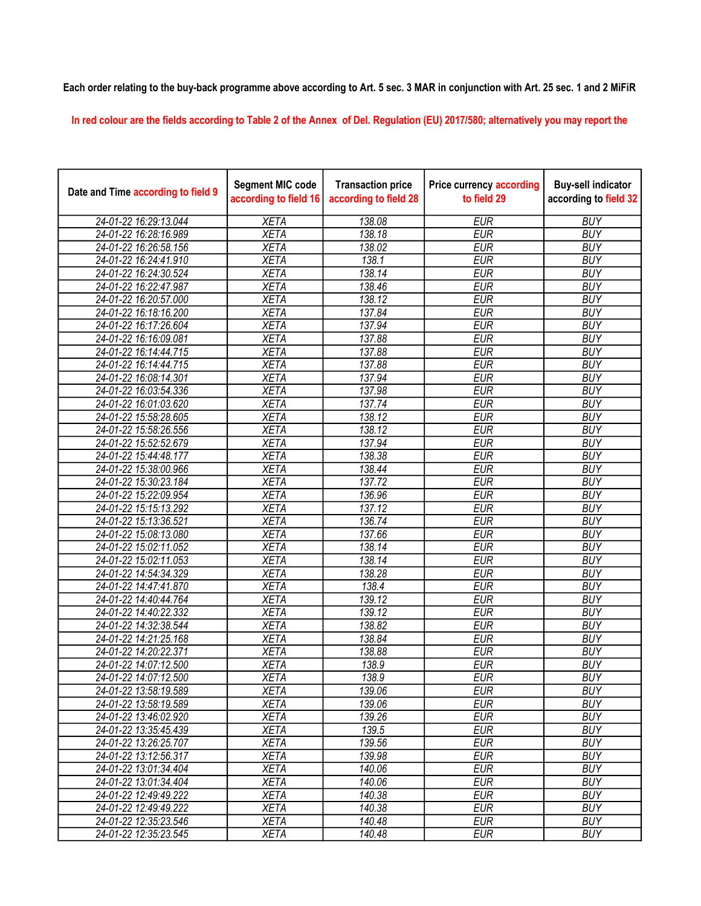Each order relating to the buy-back programme above according to Art. 5 sec. 3 MAR in conjunction with Art. 25 sec. 1 and 2 MiFiR

In red colour are the fields according to Table 2 of the Annex of Del. Regulation (EU) 2017/580; alternatively you may report the

| Date and Time according to field 9 | Segment MIC code according to field 16 | Transaction price according to field 28 | Price currency according to field 29 | Buy-sell indicator according to field 32 |
|---|---|---|---|---|
| 24-01-22 16:29:13.044 | XETA | 138.08 | EUR | BUY |
| 24-01-22 16:28:16.989 | XETA | 138.18 | EUR | BUY |
| 24-01-22 16:26:58.156 | XETA | 138.02 | EUR | BUY |
| 24-01-22 16:24:41.910 | XETA | 138.1 | EUR | BUY |
| 24-01-22 16:24:30.524 | XETA | 138.14 | EUR | BUY |
| 24-01-22 16:22:47.987 | XETA | 138.46 | EUR | BUY |
| 24-01-22 16:20:57.000 | XETA | 138.12 | EUR | BUY |
| 24-01-22 16:18:16.200 | XETA | 137.84 | EUR | BUY |
| 24-01-22 16:17:26.604 | XETA | 137.94 | EUR | BUY |
| 24-01-22 16:16:09.081 | XETA | 137.88 | EUR | BUY |
| 24-01-22 16:14:44.715 | XETA | 137.88 | EUR | BUY |
| 24-01-22 16:14:44.715 | XETA | 137.88 | EUR | BUY |
| 24-01-22 16:08:14.301 | XETA | 137.94 | EUR | BUY |
| 24-01-22 16:03:54.336 | XETA | 137.98 | EUR | BUY |
| 24-01-22 16:01:03.620 | XETA | 137.74 | EUR | BUY |
| 24-01-22 15:58:28.605 | XETA | 138.12 | EUR | BUY |
| 24-01-22 15:58:26.556 | XETA | 138.12 | EUR | BUY |
| 24-01-22 15:52:52.679 | XETA | 137.94 | EUR | BUY |
| 24-01-22 15:44:48.177 | XETA | 138.38 | EUR | BUY |
| 24-01-22 15:38:00.966 | XETA | 138.44 | EUR | BUY |
| 24-01-22 15:30:23.184 | XETA | 137.72 | EUR | BUY |
| 24-01-22 15:22:09.954 | XETA | 136.96 | EUR | BUY |
| 24-01-22 15:15:13.292 | XETA | 137.12 | EUR | BUY |
| 24-01-22 15:13:36.521 | XETA | 136.74 | EUR | BUY |
| 24-01-22 15:08:13.080 | XETA | 137.66 | EUR | BUY |
| 24-01-22 15:02:11.052 | XETA | 138.14 | EUR | BUY |
| 24-01-22 15:02:11.053 | XETA | 138.14 | EUR | BUY |
| 24-01-22 14:54:34.329 | XETA | 138.28 | EUR | BUY |
| 24-01-22 14:47:41.870 | XETA | 138.4 | EUR | BUY |
| 24-01-22 14:40:44.764 | XETA | 139.12 | EUR | BUY |
| 24-01-22 14:40:22.332 | XETA | 139.12 | EUR | BUY |
| 24-01-22 14:32:38.544 | XETA | 138.82 | EUR | BUY |
| 24-01-22 14:21:25.168 | XETA | 138.84 | EUR | BUY |
| 24-01-22 14:20:22.371 | XETA | 138.88 | EUR | BUY |
| 24-01-22 14:07:12.500 | XETA | 138.9 | EUR | BUY |
| 24-01-22 14:07:12.500 | XETA | 138.9 | EUR | BUY |
| 24-01-22 13:58:19.589 | XETA | 139.06 | EUR | BUY |
| 24-01-22 13:58:19.589 | XETA | 139.06 | EUR | BUY |
| 24-01-22 13:46:02.920 | XETA | 139.26 | EUR | BUY |
| 24-01-22 13:35:45.439 | XETA | 139.5 | EUR | BUY |
| 24-01-22 13:26:25.707 | XETA | 139.56 | EUR | BUY |
| 24-01-22 13:12:56.317 | XETA | 139.98 | EUR | BUY |
| 24-01-22 13:01:34.404 | XETA | 140.06 | EUR | BUY |
| 24-01-22 13:01:34.404 | XETA | 140.06 | EUR | BUY |
| 24-01-22 12:49:49.222 | XETA | 140.38 | EUR | BUY |
| 24-01-22 12:49:49.222 | XETA | 140.38 | EUR | BUY |
| 24-01-22 12:35:23.546 | XETA | 140.48 | EUR | BUY |
| 24-01-22 12:35:23.545 | XETA | 140.48 | EUR | BUY |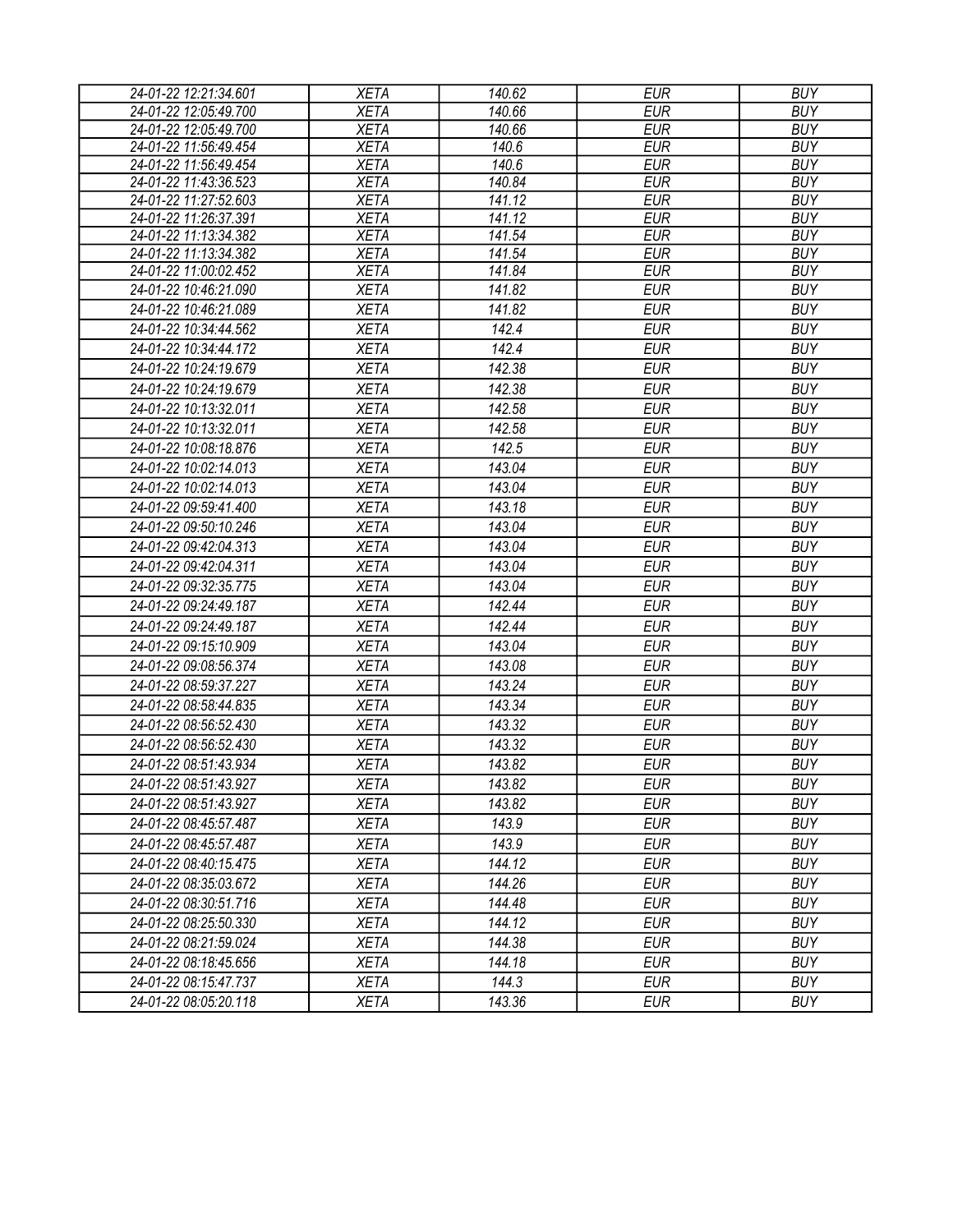| | | | | |
|---|---|---|---|---|
| 24-01-22 12:21:34.601 | XETA | 140.62 | EUR | BUY |
| 24-01-22 12:05:49.700 | XETA | 140.66 | EUR | BUY |
| 24-01-22 12:05:49.700 | XETA | 140.66 | EUR | BUY |
| 24-01-22 11:56:49.454 | XETA | 140.6 | EUR | BUY |
| 24-01-22 11:56:49.454 | XETA | 140.6 | EUR | BUY |
| 24-01-22 11:43:36.523 | XETA | 140.84 | EUR | BUY |
| 24-01-22 11:27:52.603 | XETA | 141.12 | EUR | BUY |
| 24-01-22 11:26:37.391 | XETA | 141.12 | EUR | BUY |
| 24-01-22 11:13:34.382 | XETA | 141.54 | EUR | BUY |
| 24-01-22 11:13:34.382 | XETA | 141.54 | EUR | BUY |
| 24-01-22 11:00:02.452 | XETA | 141.84 | EUR | BUY |
| 24-01-22 10:46:21.090 | XETA | 141.82 | EUR | BUY |
| 24-01-22 10:46:21.089 | XETA | 141.82 | EUR | BUY |
| 24-01-22 10:34:44.562 | XETA | 142.4 | EUR | BUY |
| 24-01-22 10:34:44.172 | XETA | 142.4 | EUR | BUY |
| 24-01-22 10:24:19.679 | XETA | 142.38 | EUR | BUY |
| 24-01-22 10:24:19.679 | XETA | 142.38 | EUR | BUY |
| 24-01-22 10:13:32.011 | XETA | 142.58 | EUR | BUY |
| 24-01-22 10:13:32.011 | XETA | 142.58 | EUR | BUY |
| 24-01-22 10:08:18.876 | XETA | 142.5 | EUR | BUY |
| 24-01-22 10:02:14.013 | XETA | 143.04 | EUR | BUY |
| 24-01-22 10:02:14.013 | XETA | 143.04 | EUR | BUY |
| 24-01-22 09:59:41.400 | XETA | 143.18 | EUR | BUY |
| 24-01-22 09:50:10.246 | XETA | 143.04 | EUR | BUY |
| 24-01-22 09:42:04.313 | XETA | 143.04 | EUR | BUY |
| 24-01-22 09:42:04.311 | XETA | 143.04 | EUR | BUY |
| 24-01-22 09:32:35.775 | XETA | 143.04 | EUR | BUY |
| 24-01-22 09:24:49.187 | XETA | 142.44 | EUR | BUY |
| 24-01-22 09:24:49.187 | XETA | 142.44 | EUR | BUY |
| 24-01-22 09:15:10.909 | XETA | 143.04 | EUR | BUY |
| 24-01-22 09:08:56.374 | XETA | 143.08 | EUR | BUY |
| 24-01-22 08:59:37.227 | XETA | 143.24 | EUR | BUY |
| 24-01-22 08:58:44.835 | XETA | 143.34 | EUR | BUY |
| 24-01-22 08:56:52.430 | XETA | 143.32 | EUR | BUY |
| 24-01-22 08:56:52.430 | XETA | 143.32 | EUR | BUY |
| 24-01-22 08:51:43.934 | XETA | 143.82 | EUR | BUY |
| 24-01-22 08:51:43.927 | XETA | 143.82 | EUR | BUY |
| 24-01-22 08:51:43.927 | XETA | 143.82 | EUR | BUY |
| 24-01-22 08:45:57.487 | XETA | 143.9 | EUR | BUY |
| 24-01-22 08:45:57.487 | XETA | 143.9 | EUR | BUY |
| 24-01-22 08:40:15.475 | XETA | 144.12 | EUR | BUY |
| 24-01-22 08:35:03.672 | XETA | 144.26 | EUR | BUY |
| 24-01-22 08:30:51.716 | XETA | 144.48 | EUR | BUY |
| 24-01-22 08:25:50.330 | XETA | 144.12 | EUR | BUY |
| 24-01-22 08:21:59.024 | XETA | 144.38 | EUR | BUY |
| 24-01-22 08:18:45.656 | XETA | 144.18 | EUR | BUY |
| 24-01-22 08:15:47.737 | XETA | 144.3 | EUR | BUY |
| 24-01-22 08:05:20.118 | XETA | 143.36 | EUR | BUY |